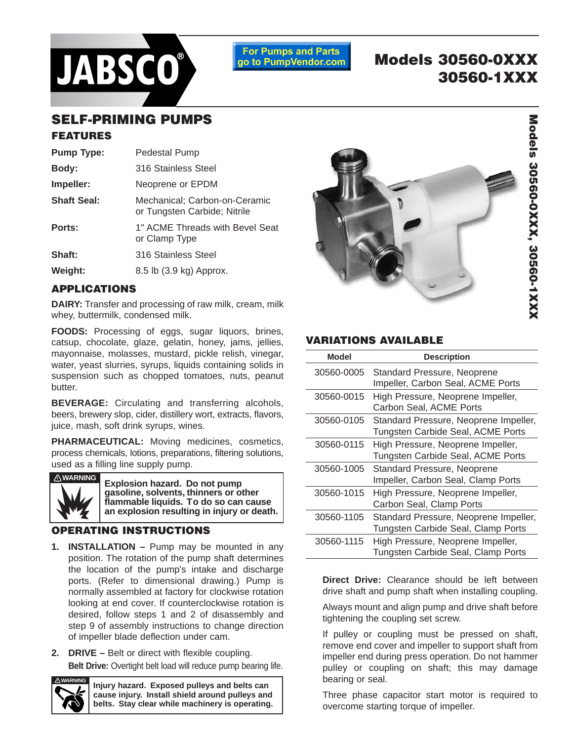JABSCO®

For Pumps and Parts go to PumpVendor.com

# Models 30560-0XXX 30560-1XXX

## SELF-PRIMING PUMPS

### FEATURES

| | |
|---|---|
| **Pump Type:** | Pedestal Pump |
| **Body:** | 316 Stainless Steel |
| **Impeller:** | Neoprene or EPDM |
| **Shaft Seal:** | Mechanical; Carbon-on-Ceramic or Tungsten Carbide; Nitrile |
| **Ports:** | 1" ACME Threads with Bevel Seat or Clamp Type |
| **Shaft:** | 316 Stainless Steel |
| **Weight:** | 8.5 lb (3.9 kg) Approx. |

### APPLICATIONS

**DAIRY:** Transfer and processing of raw milk, cream, milk whey, buttermilk, condensed milk.

**FOODS:** Processing of eggs, sugar liquors, brines, catsup, chocolate, glaze, gelatin, honey, jams, jellies, mayonnaise, molasses, mustard, pickle relish, vinegar, water, yeast slurries, syrups, liquids containing solids in suspension such as chopped tomatoes, nuts, peanut butter.

**BEVERAGE:** Circulating and transferring alcohols, beers, brewery slop, cider, distillery wort, extracts, flavors, juice, mash, soft drink syrups, wines.

**PHARMACEUTICAL:** Moving medicines, cosmetics, process chemicals, lotions, preparations, filtering solutions, used as a filling line supply pump.

> ⚠WARNING
>
> **Explosion hazard. Do not pump gasoline, solvents, thinners or other flammable liquids. To do so can cause an explosion resulting in injury or death.**

### OPERATING INSTRUCTIONS

1. **INSTALLATION –** Pump may be mounted in any position. The rotation of the pump shaft determines the location of the pump's intake and discharge ports. (Refer to dimensional drawing.) Pump is normally assembled at factory for clockwise rotation looking at end cover. If counterclockwise rotation is desired, follow steps 1 and 2 of disassembly and step 9 of assembly instructions to change direction of impeller blade deflection under cam.

2. **DRIVE –** Belt or direct with flexible coupling.

   **Belt Drive:** Overtight belt load will reduce pump bearing life.

> ⚠WARNING
>
> **Injury hazard. Exposed pulleys and belts can cause injury. Install shield around pulleys and belts. Stay clear while machinery is operating.**

**Direct Drive:** Clearance should be left between drive shaft and pump shaft when installing coupling.

Always mount and align pump and drive shaft before tightening the coupling set screw.

If pulley or coupling must be pressed on shaft, remove end cover and impeller to support shaft from impeller end during press operation. Do not hammer pulley or coupling on shaft; this may damage bearing or seal.

Three phase capacitor start motor is required to overcome starting torque of impeller.

### VARIATIONS AVAILABLE

| Model | Description |
|---|---|
| 30560-0005 | Standard Pressure, Neoprene Impeller, Carbon Seal, ACME Ports |
| 30560-0015 | High Pressure, Neoprene Impeller, Carbon Seal, ACME Ports |
| 30560-0105 | Standard Pressure, Neoprene Impeller, Tungsten Carbide Seal, ACME Ports |
| 30560-0115 | High Pressure, Neoprene Impeller, Tungsten Carbide Seal, ACME Ports |
| 30560-1005 | Standard Pressure, Neoprene Impeller, Carbon Seal, Clamp Ports |
| 30560-1015 | High Pressure, Neoprene Impeller, Carbon Seal, Clamp Ports |
| 30560-1105 | Standard Pressure, Neoprene Impeller, Tungsten Carbide Seal, Clamp Ports |
| 30560-1115 | High Pressure, Neoprene Impeller, Tungsten Carbide Seal, Clamp Ports |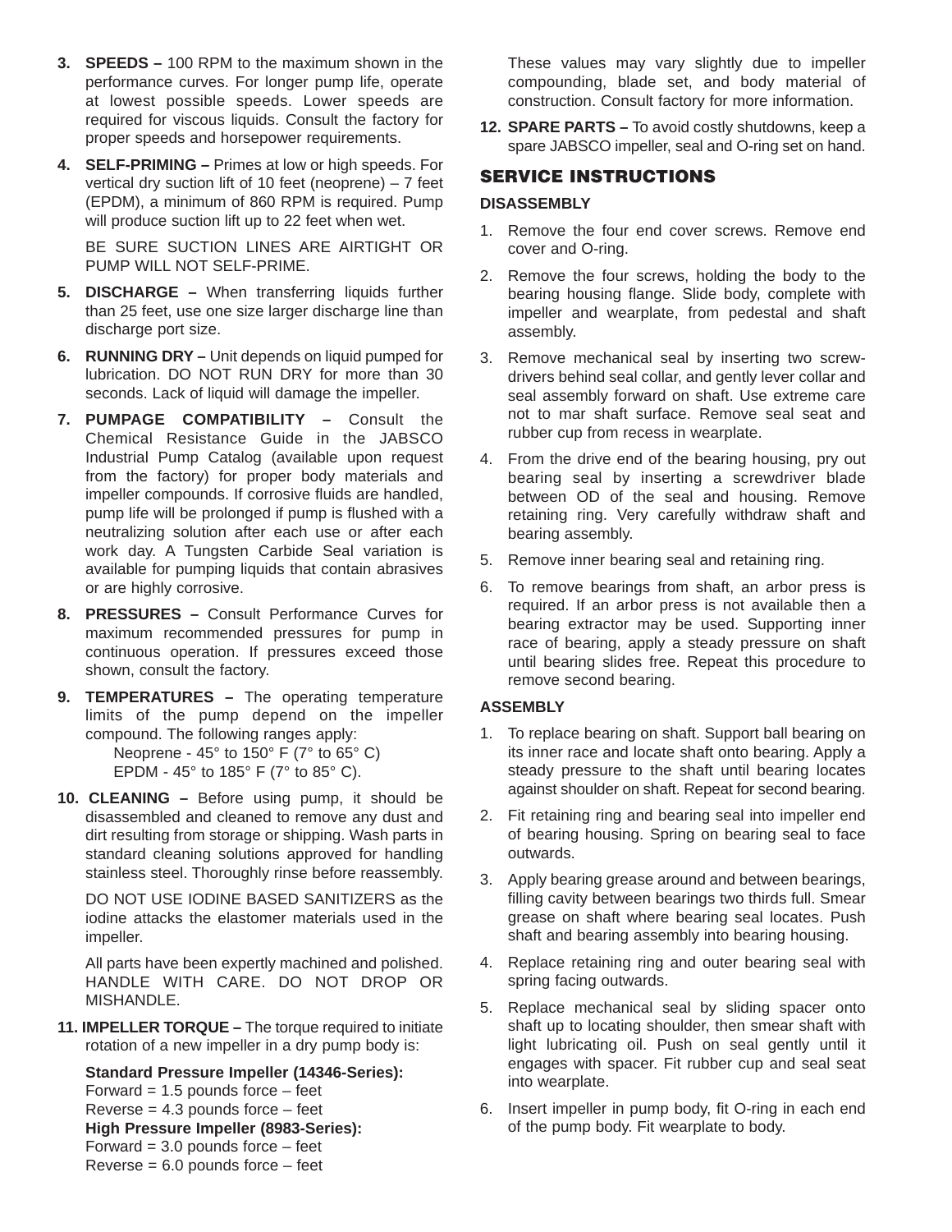3. **SPEEDS –** 100 RPM to the maximum shown in the performance curves. For longer pump life, operate at lowest possible speeds. Lower speeds are required for viscous liquids. Consult the factory for proper speeds and horsepower requirements.

4. **SELF-PRIMING –** Primes at low or high speeds. For vertical dry suction lift of 10 feet (neoprene) – 7 feet (EPDM), a minimum of 860 RPM is required. Pump will produce suction lift up to 22 feet when wet.

   BE SURE SUCTION LINES ARE AIRTIGHT OR PUMP WILL NOT SELF-PRIME.

5. **DISCHARGE –** When transferring liquids further than 25 feet, use one size larger discharge line than discharge port size.

6. **RUNNING DRY –** Unit depends on liquid pumped for lubrication. DO NOT RUN DRY for more than 30 seconds. Lack of liquid will damage the impeller.

7. **PUMPAGE COMPATIBILITY –** Consult the Chemical Resistance Guide in the JABSCO Industrial Pump Catalog (available upon request from the factory) for proper body materials and impeller compounds. If corrosive fluids are handled, pump life will be prolonged if pump is flushed with a neutralizing solution after each use or after each work day. A Tungsten Carbide Seal variation is available for pumping liquids that contain abrasives or are highly corrosive.

8. **PRESSURES –** Consult Performance Curves for maximum recommended pressures for pump in continuous operation. If pressures exceed those shown, consult the factory.

9. **TEMPERATURES –** The operating temperature limits of the pump depend on the impeller compound. The following ranges apply:
   Neoprene - 45° to 150° F (7° to 65° C)
   EPDM - 45° to 185° F (7° to 85° C).

10. **CLEANING –** Before using pump, it should be disassembled and cleaned to remove any dust and dirt resulting from storage or shipping. Wash parts in standard cleaning solutions approved for handling stainless steel. Thoroughly rinse before reassembly.

    DO NOT USE IODINE BASED SANITIZERS as the iodine attacks the elastomer materials used in the impeller.

    All parts have been expertly machined and polished. HANDLE WITH CARE. DO NOT DROP OR MISHANDLE.

11. **IMPELLER TORQUE –** The torque required to initiate rotation of a new impeller in a dry pump body is:

    **Standard Pressure Impeller (14346-Series):**
    Forward = 1.5 pounds force – feet
    Reverse = 4.3 pounds force – feet
    **High Pressure Impeller (8983-Series):**
    Forward = 3.0 pounds force – feet
    Reverse = 6.0 pounds force – feet

    These values may vary slightly due to impeller compounding, blade set, and body material of construction. Consult factory for more information.

12. **SPARE PARTS –** To avoid costly shutdowns, keep a spare JABSCO impeller, seal and O-ring set on hand.

## SERVICE INSTRUCTIONS

### DISASSEMBLY

1. Remove the four end cover screws. Remove end cover and O-ring.
2. Remove the four screws, holding the body to the bearing housing flange. Slide body, complete with impeller and wearplate, from pedestal and shaft assembly.
3. Remove mechanical seal by inserting two screw-drivers behind seal collar, and gently lever collar and seal assembly forward on shaft. Use extreme care not to mar shaft surface. Remove seal seat and rubber cup from recess in wearplate.
4. From the drive end of the bearing housing, pry out bearing seal by inserting a screwdriver blade between OD of the seal and housing. Remove retaining ring. Very carefully withdraw shaft and bearing assembly.
5. Remove inner bearing seal and retaining ring.
6. To remove bearings from shaft, an arbor press is required. If an arbor press is not available then a bearing extractor may be used. Supporting inner race of bearing, apply a steady pressure on shaft until bearing slides free. Repeat this procedure to remove second bearing.

### ASSEMBLY

1. To replace bearing on shaft. Support ball bearing on its inner race and locate shaft onto bearing. Apply a steady pressure to the shaft until bearing locates against shoulder on shaft. Repeat for second bearing.
2. Fit retaining ring and bearing seal into impeller end of bearing housing. Spring on bearing seal to face outwards.
3. Apply bearing grease around and between bearings, filling cavity between bearings two thirds full. Smear grease on shaft where bearing seal locates. Push shaft and bearing assembly into bearing housing.
4. Replace retaining ring and outer bearing seal with spring facing outwards.
5. Replace mechanical seal by sliding spacer onto shaft up to locating shoulder, then smear shaft with light lubricating oil. Push on seal gently until it engages with spacer. Fit rubber cup and seal seat into wearplate.
6. Insert impeller in pump body, fit O-ring in each end of the pump body. Fit wearplate to body.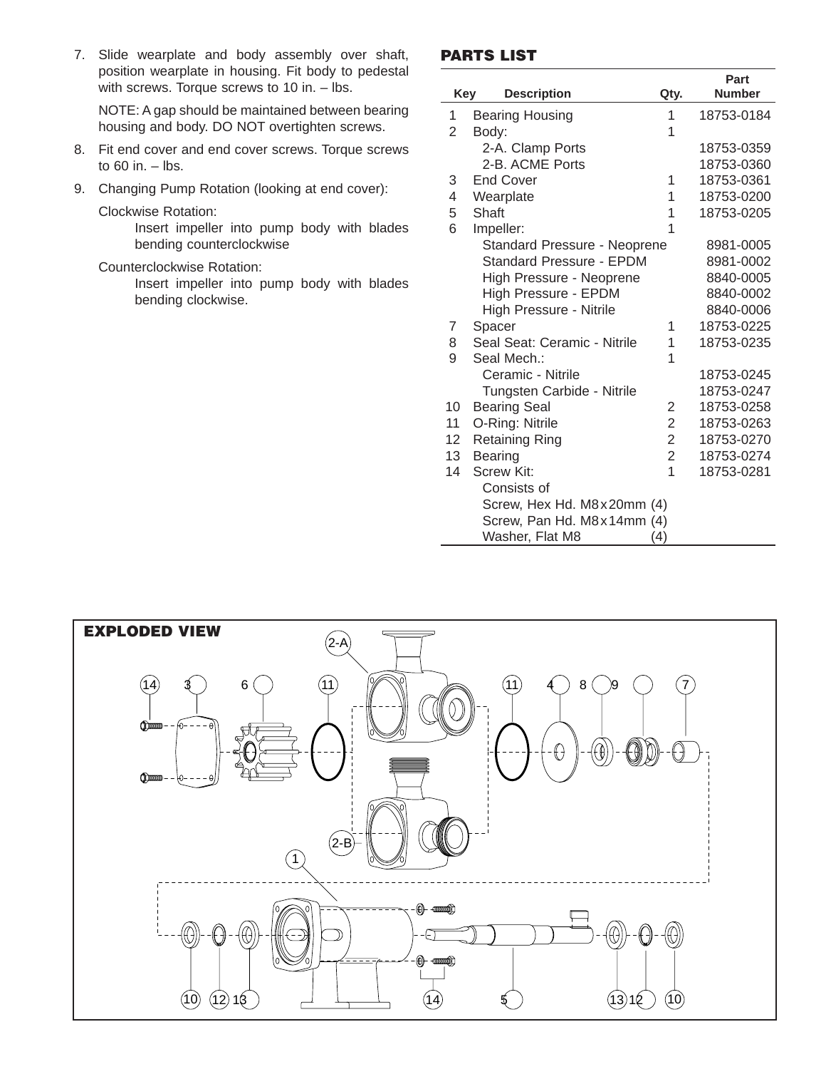7. Slide wearplate and body assembly over shaft, position wearplate in housing. Fit body to pedestal with screws. Torque screws to 10 in. – lbs.

   NOTE: A gap should be maintained between bearing housing and body. DO NOT overtighten screws.

8. Fit end cover and end cover screws. Torque screws to 60 in. – lbs.

9. Changing Pump Rotation (looking at end cover):

   Clockwise Rotation:

   Insert impeller into pump body with blades bending counterclockwise

   Counterclockwise Rotation:

   Insert impeller into pump body with blades bending clockwise.

## PARTS LIST

| Key | Description | Qty. | Part Number |
|---|---|---|---|
| 1 | Bearing Housing | 1 | 18753-0184 |
| 2 | Body: | 1 | |
| | 2-A. Clamp Ports | | 18753-0359 |
| | 2-B. ACME Ports | | 18753-0360 |
| 3 | End Cover | 1 | 18753-0361 |
| 4 | Wearplate | 1 | 18753-0200 |
| 5 | Shaft | 1 | 18753-0205 |
| 6 | Impeller: | 1 | |
| | Standard Pressure - Neoprene | | 8981-0005 |
| | Standard Pressure - EPDM | | 8981-0002 |
| | High Pressure - Neoprene | | 8840-0005 |
| | High Pressure - EPDM | | 8840-0002 |
| | High Pressure - Nitrile | | 8840-0006 |
| 7 | Spacer | 1 | 18753-0225 |
| 8 | Seal Seat: Ceramic - Nitrile | 1 | 18753-0235 |
| 9 | Seal Mech.: | 1 | |
| | Ceramic - Nitrile | | 18753-0245 |
| | Tungsten Carbide - Nitrile | | 18753-0247 |
| 10 | Bearing Seal | 2 | 18753-0258 |
| 11 | O-Ring: Nitrile | 2 | 18753-0263 |
| 12 | Retaining Ring | 2 | 18753-0270 |
| 13 | Bearing | 2 | 18753-0274 |
| 14 | Screw Kit: | 1 | 18753-0281 |
| | Consists of | | |
| | Screw, Hex Hd. M8x20mm (4) | | |
| | Screw, Pan Hd. M8x14mm (4) | | |
| | Washer, Flat M8 (4) | | |

## EXPLODED VIEW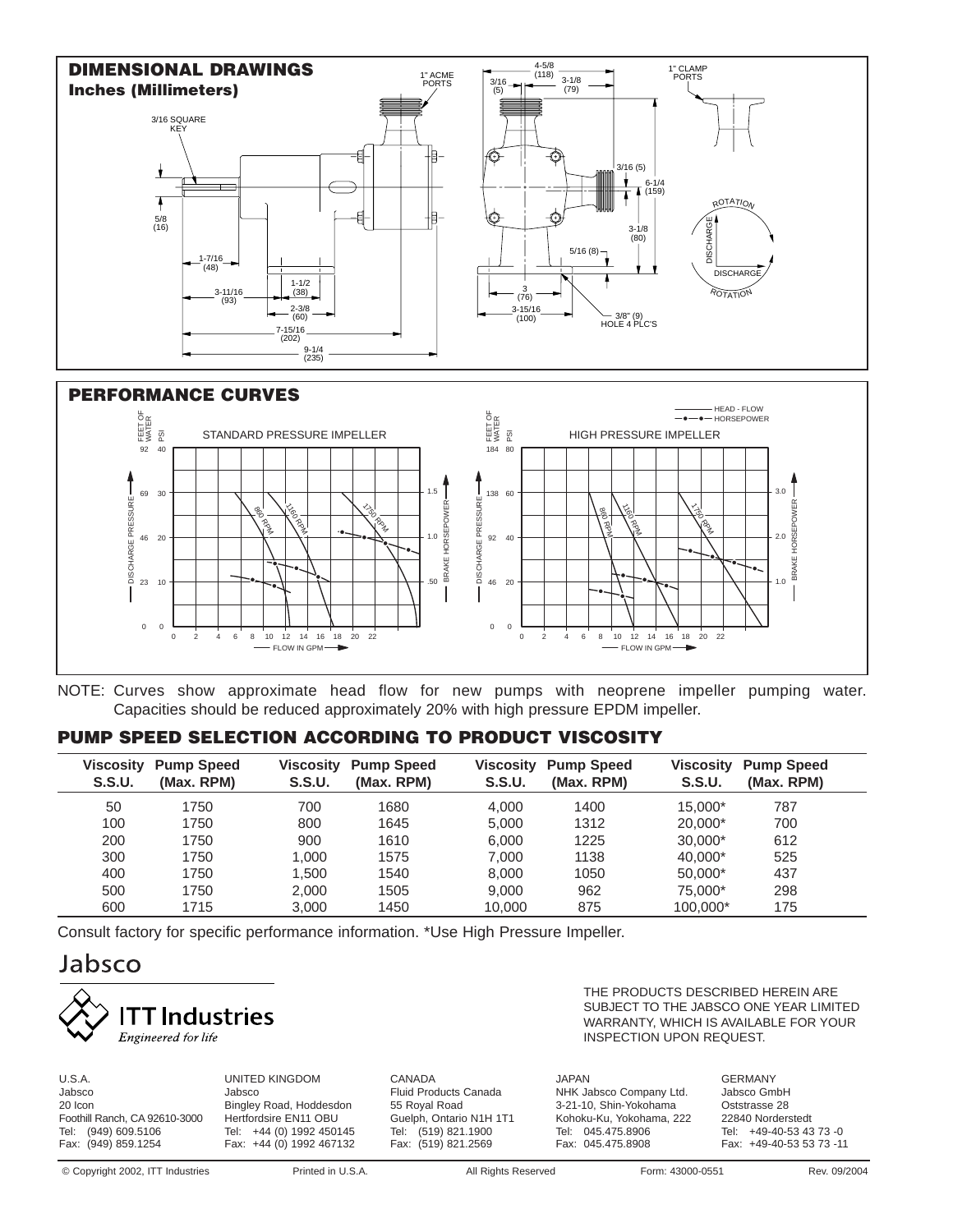## DIMENSIONAL DRAWINGS

### Inches (Millimeters)

1" ACME PORTS

3/16 SQUARE KEY

5/8 (16)

1-7/16 (48)

1-1/2 (38)

3-11/16 (93)

2-3/8 (60)

7-15/16 (202)

9-1/4 (235)

4-5/8 (118)

3/16 (5)

3-1/8 (79)

1" CLAMP PORTS

3/16 (5)

6-1/4 (159)

3-1/8 (80)

5/16 (8)

3 (76)

3-15/16 (100)

3/8" (9) HOLE 4 PLC'S

ROTATION

DISCHARGE

DISCHARGE

ROTATION

## PERFORMANCE CURVES

HEAD - FLOW

HORSEPOWER

STANDARD PRESSURE IMPELLER

FEET OF WATER

PSI

92 40

69 30

46 20

23 10

0 0

DISCHARGE PRESSURE

1.5

1.0

.50

BRAKE HORSEPOWER

860 RPM

1160 RPM

1750 RPM

0 2 4 6 8 10 12 14 16 18 20 22

FLOW IN GPM

HIGH PRESSURE IMPELLER

FEET OF WATER

PSI

184 80

138 60

92 40

46 20

0 0

DISCHARGE PRESSURE

3.0

2.0

1.0

BRAKE HORSEPOWER

860 RPM

1160 RPM

1750 RPM

0 2 4 6 8 10 12 14 16 18 20 22

FLOW IN GPM

NOTE: Curves show approximate head flow for new pumps with neoprene impeller pumping water. Capacities should be reduced approximately 20% with high pressure EPDM impeller.

## PUMP SPEED SELECTION ACCORDING TO PRODUCT VISCOSITY

| Viscosity S.S.U. | Pump Speed (Max. RPM) | Viscosity S.S.U. | Pump Speed (Max. RPM) | Viscosity S.S.U. | Pump Speed (Max. RPM) | Viscosity S.S.U. | Pump Speed (Max. RPM) |
|---|---|---|---|---|---|---|---|
| 50 | 1750 | 700 | 1680 | 4,000 | 1400 | 15,000* | 787 |
| 100 | 1750 | 800 | 1645 | 5,000 | 1312 | 20,000* | 700 |
| 200 | 1750 | 900 | 1610 | 6,000 | 1225 | 30,000* | 612 |
| 300 | 1750 | 1,000 | 1575 | 7,000 | 1138 | 40,000* | 525 |
| 400 | 1750 | 1,500 | 1540 | 8,000 | 1050 | 50,000* | 437 |
| 500 | 1750 | 2,000 | 1505 | 9,000 | 962 | 75,000* | 298 |
| 600 | 1715 | 3,000 | 1450 | 10,000 | 875 | 100,000* | 175 |

Consult factory for specific performance information. *Use High Pressure Impeller.

Jabsco

ITT Industries
*Engineered for life*

THE PRODUCTS DESCRIBED HEREIN ARE SUBJECT TO THE JABSCO ONE YEAR LIMITED WARRANTY, WHICH IS AVAILABLE FOR YOUR INSPECTION UPON REQUEST.

U.S.A.
Jabsco
20 Icon
Foothill Ranch, CA 92610-3000
Tel: (949) 609.5106
Fax: (949) 859.1254

UNITED KINGDOM
Jabsco
Bingley Road, Hoddesdon
Hertfordsire EN11 OBU
Tel: +44 (0) 1992 450145
Fax: +44 (0) 1992 467132

CANADA
Fluid Products Canada
55 Royal Road
Guelph, Ontario N1H 1T1
Tel: (519) 821.1900
Fax: (519) 821.2569

JAPAN
NHK Jabsco Company Ltd.
3-21-10, Shin-Yokohama
Kohoku-Ku, Yokohama, 222
Tel: 045.475.8906
Fax: 045.475.8908

GERMANY
Jabsco GmbH
Oststrasse 28
22840 Norderstedt
Tel: +49-40-53 43 73 -0
Fax: +49-40-53 53 73 -11

© Copyright 2002, ITT Industries Printed in U.S.A. All Rights Reserved Form: 43000-0551 Rev. 09/2004